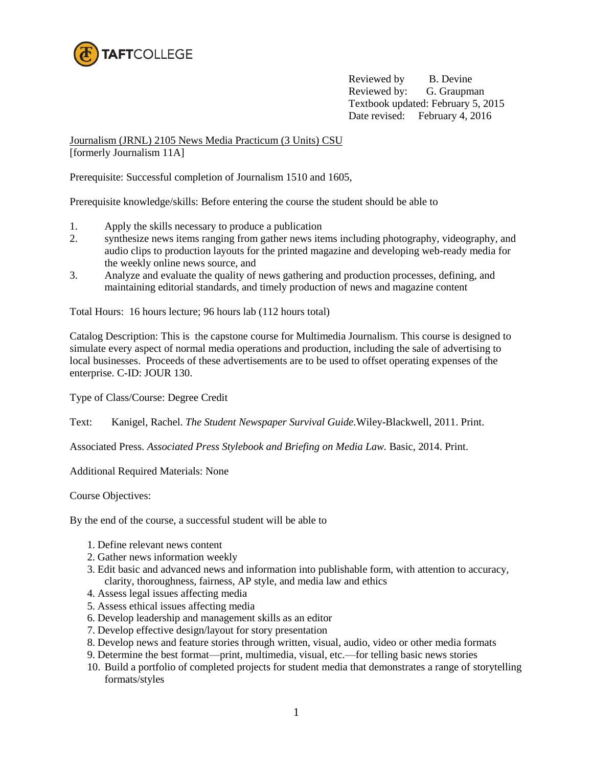TAFTCOLLEGE

Reviewed by B. Devine
Reviewed by: G. Graupman
Textbook updated: February 5, 2015
Date revised: February 4, 2016

Journalism (JRNL) 2105 News Media Practicum (3 Units) CSU
[formerly Journalism 11A]

Prerequisite: Successful completion of Journalism 1510 and 1605,

Prerequisite knowledge/skills: Before entering the course the student should be able to

1. Apply the skills necessary to produce a publication
2. synthesize news items ranging from gather news items including photography, videography, and audio clips to production layouts for the printed magazine and developing web-ready media for the weekly online news source, and
3. Analyze and evaluate the quality of news gathering and production processes, defining, and maintaining editorial standards, and timely production of news and magazine content

Total Hours: 16 hours lecture; 96 hours lab (112 hours total)

Catalog Description: This is the capstone course for Multimedia Journalism. This course is designed to simulate every aspect of normal media operations and production, including the sale of advertising to local businesses. Proceeds of these advertisements are to be used to offset operating expenses of the enterprise. C-ID: JOUR 130.

Type of Class/Course: Degree Credit

Text: Kanigel, Rachel. *The Student Newspaper Survival Guide.*Wiley-Blackwell, 2011. Print.

Associated Press. *Associated Press Stylebook and Briefing on Media Law.* Basic, 2014. Print.

Additional Required Materials: None

Course Objectives:

By the end of the course, a successful student will be able to

1. Define relevant news content
2. Gather news information weekly
3. Edit basic and advanced news and information into publishable form, with attention to accuracy, clarity, thoroughness, fairness, AP style, and media law and ethics
4. Assess legal issues affecting media
5. Assess ethical issues affecting media
6. Develop leadership and management skills as an editor
7. Develop effective design/layout for story presentation
8. Develop news and feature stories through written, visual, audio, video or other media formats
9. Determine the best format—print, multimedia, visual, etc.—for telling basic news stories
10. Build a portfolio of completed projects for student media that demonstrates a range of storytelling formats/styles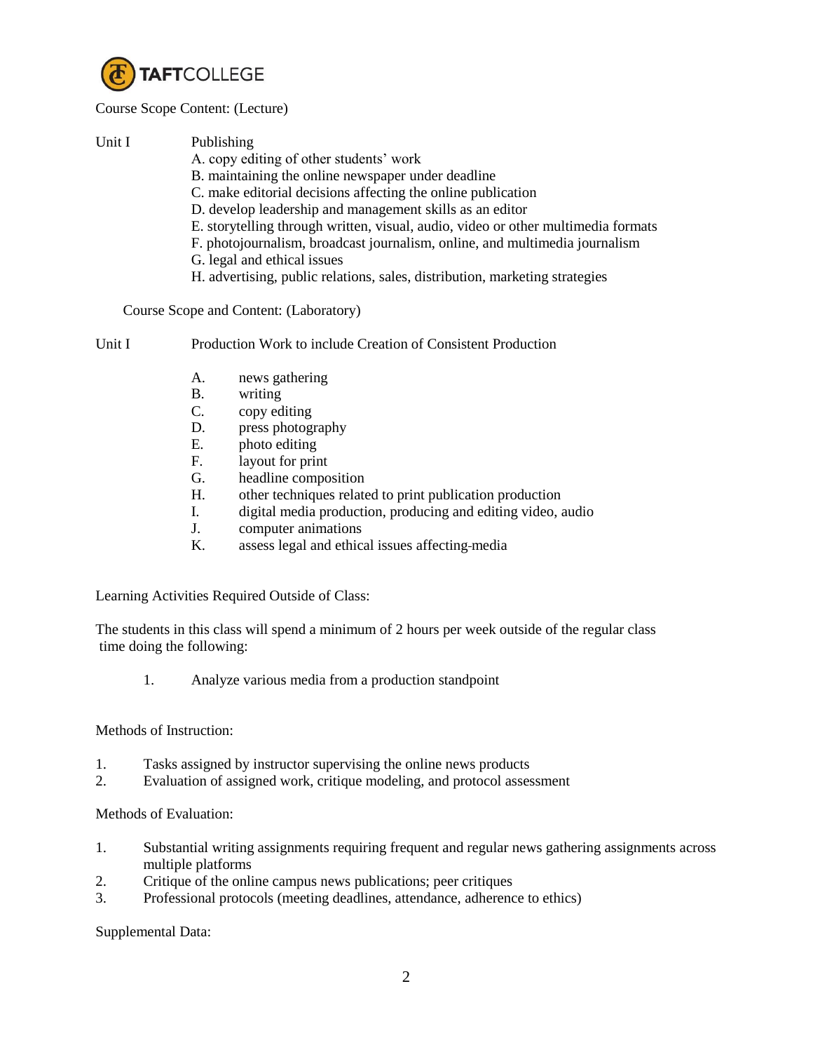Course Scope Content: (Lecture)

Unit I Publishing

A. copy editing of other students' work
B. maintaining the online newspaper under deadline
C. make editorial decisions affecting the online publication
D. develop leadership and management skills as an editor
E. storytelling through written, visual, audio, video or other multimedia formats
F. photojournalism, broadcast journalism, online, and multimedia journalism
G. legal and ethical issues
H. advertising, public relations, sales, distribution, marketing strategies

Course Scope and Content: (Laboratory)

Unit I Production Work to include Creation of Consistent Production

A. news gathering
B. writing
C. copy editing
D. press photography
E. photo editing
F. layout for print
G. headline composition
H. other techniques related to print publication production
I. digital media production, producing and editing video, audio
J. computer animations
K. assess legal and ethical issues affecting-media

Learning Activities Required Outside of Class:

The students in this class will spend a minimum of 2 hours per week outside of the regular class time doing the following:

1. Analyze various media from a production standpoint

Methods of Instruction:

1. Tasks assigned by instructor supervising the online news products
2. Evaluation of assigned work, critique modeling, and protocol assessment

Methods of Evaluation:

1. Substantial writing assignments requiring frequent and regular news gathering assignments across multiple platforms
2. Critique of the online campus news publications; peer critiques
3. Professional protocols (meeting deadlines, attendance, adherence to ethics)

Supplemental Data: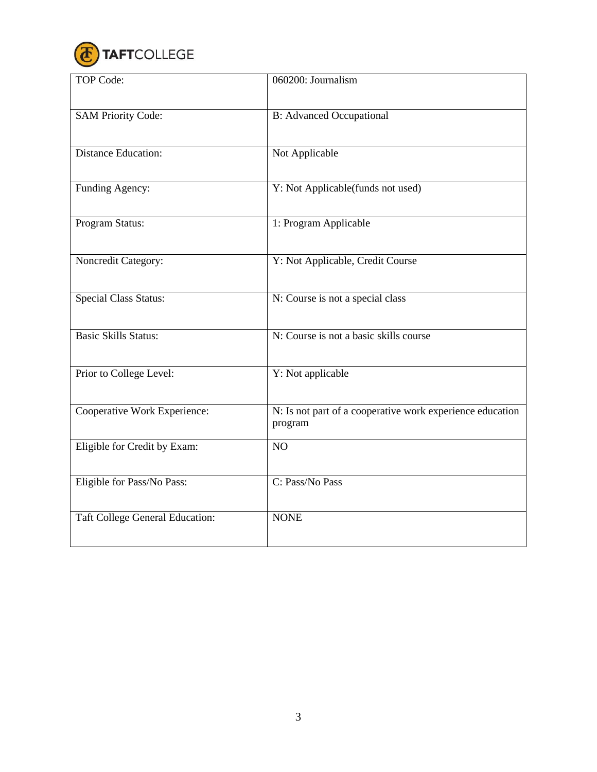| | |
|---|---|
| TOP Code: | 060200: Journalism |
| SAM Priority Code: | B: Advanced Occupational |
| Distance Education: | Not Applicable |
| Funding Agency: | Y: Not Applicable(funds not used) |
| Program Status: | 1: Program Applicable |
| Noncredit Category: | Y: Not Applicable, Credit Course |
| Special Class Status: | N: Course is not a special class |
| Basic Skills Status: | N: Course is not a basic skills course |
| Prior to College Level: | Y: Not applicable |
| Cooperative Work Experience: | N: Is not part of a cooperative work experience education program |
| Eligible for Credit by Exam: | NO |
| Eligible for Pass/No Pass: | C: Pass/No Pass |
| Taft College General Education: | NONE |